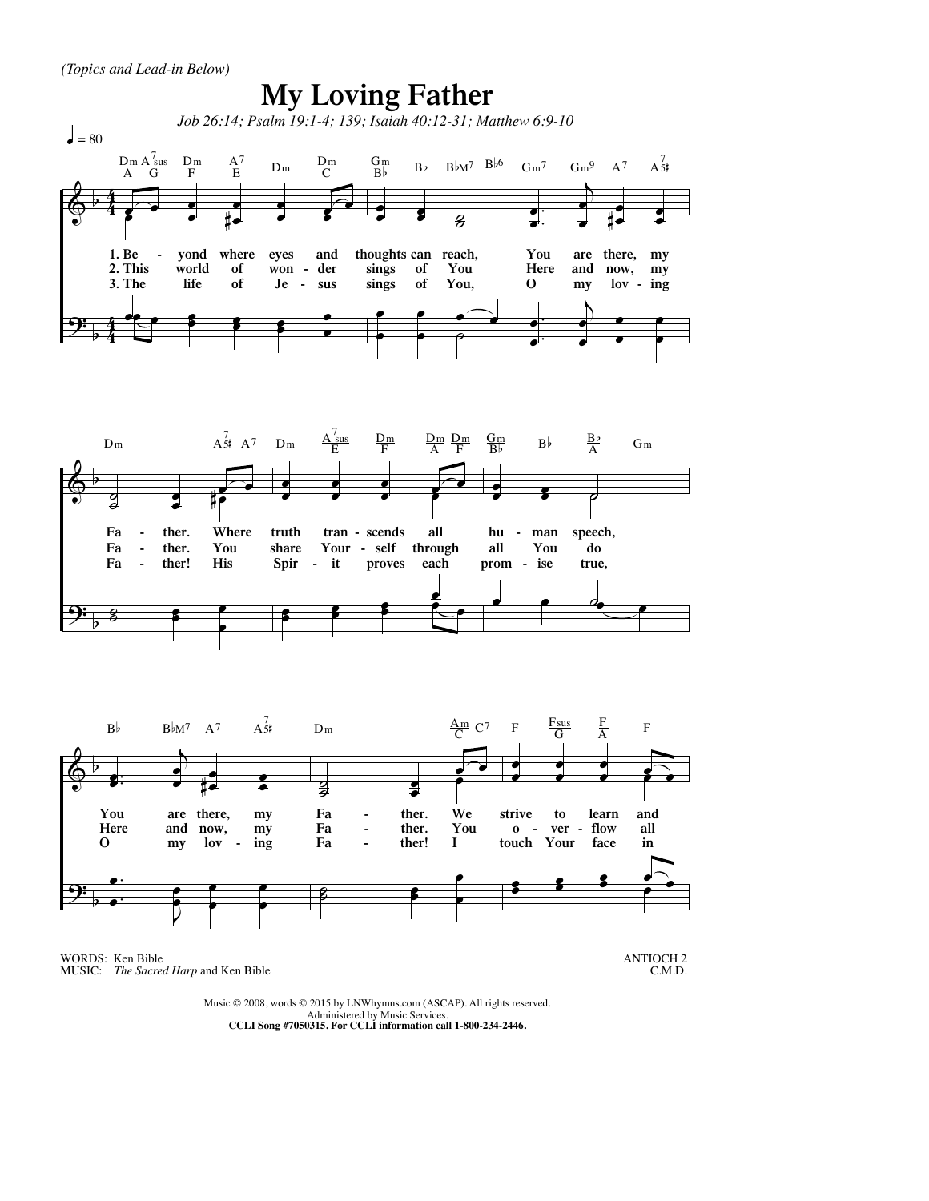*(Topics and Lead-in Below)*

# My Loving Father

*Job 26:14; Psalm 19:1-4; 139; Isaiah 40:12-31; Matthew 6:9-10*

1. Beyond where eyes and thoughts can reach, You are there, my Father. Where truth transcends all human speech, You are there, my Father. We strive to learn and
2. This world of wonder sings of You Here and now, my Father. You share Yourself through all You do Here and now, my Father. You overflow all
3. The life of Jesus sings of You, O my loving Father! His Spirit proves each promise true, O my loving Father! I touch Your face in

WORDS: Ken Bible
MUSIC: *The Sacred Harp* and Ken Bible

ANTIOCH 2
C.M.D.

Music © 2008, words © 2015 by LNWhymns.com (ASCAP). All rights reserved.
Administered by Music Services.
**CCLI Song #7050315. For CCLI information call 1-800-234-2446.**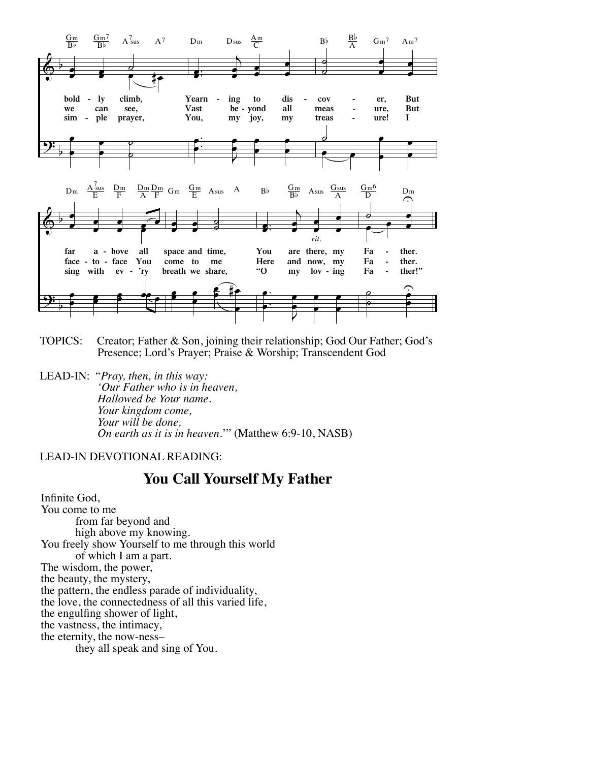bold - ly climb, Yearn - ing to dis - cov - er, But
we can see, Vast be - yond all meas - ure, But
sim - ple prayer, You, my joy, my treas - ure! I

far a - bove all space and time, You are there, my Fa - ther.
face - to - face You come to me Here and now, my Fa - ther.
sing with ev - 'ry breath we share, "O my lov - ing Fa - ther!"

TOPICS: Creator; Father & Son, joining their relationship; God Our Father; God's Presence; Lord's Prayer; Praise & Worship; Transcendent God

LEAD-IN: "*Pray, then, in this way:*
*'Our Father who is in heaven,*
*Hallowed be Your name.*
*Your kingdom come,*
*Your will be done,*
*On earth as it is in heaven.*'" (Matthew 6:9-10, NASB)

LEAD-IN DEVOTIONAL READING:

## You Call Yourself My Father

Infinite God,
You come to me
from far beyond and
high above my knowing.
You freely show Yourself to me through this world
of which I am a part.
The wisdom, the power,
the beauty, the mystery,
the pattern, the endless parade of individuality,
the love, the connectedness of all this varied life,
the engulfing shower of light,
the vastness, the intimacy,
the eternity, the now-ness–
they all speak and sing of You.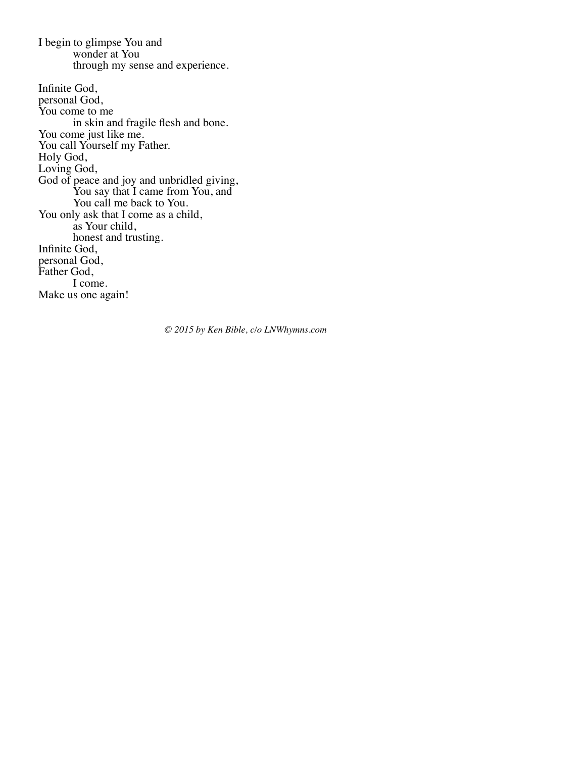I begin to glimpse You and
    wonder at You
    through my sense and experience.

Infinite God,
personal God,
You come to me
    in skin and fragile flesh and bone.
You come just like me.
You call Yourself my Father.
Holy God,
Loving God,
God of peace and joy and unbridled giving,
    You say that I came from You, and
    You call me back to You.
You only ask that I come as a child,
    as Your child,
    honest and trusting.
Infinite God,
personal God,
Father God,
    I come.
Make us one again!

*© 2015 by Ken Bible, c/o LNWhymns.com*